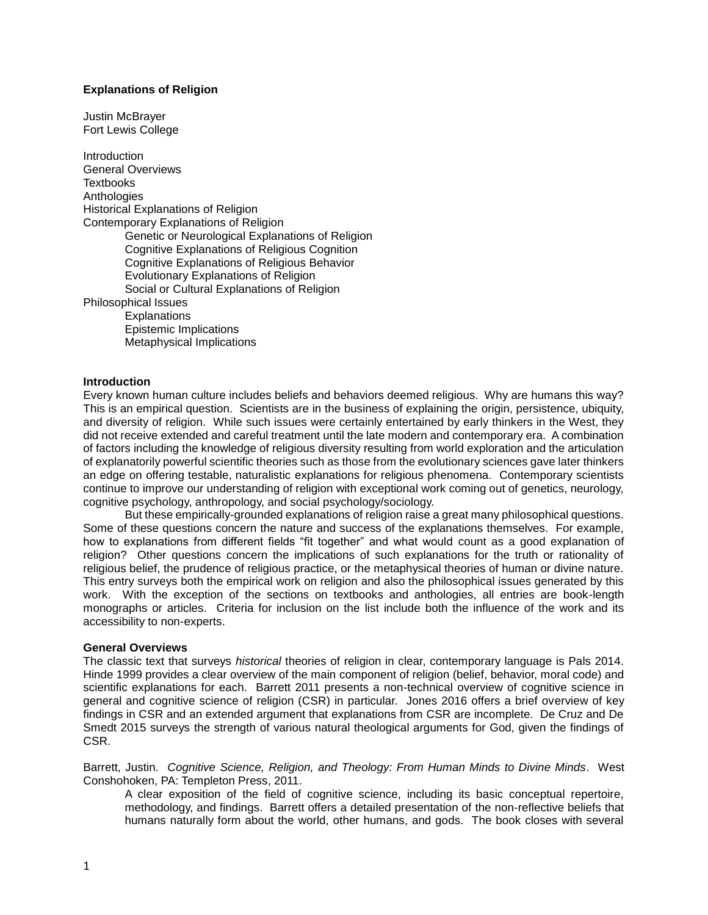# Explanations of Religion

Justin McBrayer
Fort Lewis College

- Introduction
- General Overviews
- Textbooks
- Anthologies
- Historical Explanations of Religion
- Contemporary Explanations of Religion
  - Genetic or Neurological Explanations of Religion
  - Cognitive Explanations of Religious Cognition
  - Cognitive Explanations of Religious Behavior
  - Evolutionary Explanations of Religion
  - Social or Cultural Explanations of Religion
- Philosophical Issues
  - Explanations
  - Epistemic Implications
  - Metaphysical Implications

## Introduction

Every known human culture includes beliefs and behaviors deemed religious. Why are humans this way? This is an empirical question. Scientists are in the business of explaining the origin, persistence, ubiquity, and diversity of religion. While such issues were certainly entertained by early thinkers in the West, they did not receive extended and careful treatment until the late modern and contemporary era. A combination of factors including the knowledge of religious diversity resulting from world exploration and the articulation of explanatorily powerful scientific theories such as those from the evolutionary sciences gave later thinkers an edge on offering testable, naturalistic explanations for religious phenomena. Contemporary scientists continue to improve our understanding of religion with exceptional work coming out of genetics, neurology, cognitive psychology, anthropology, and social psychology/sociology.

But these empirically-grounded explanations of religion raise a great many philosophical questions. Some of these questions concern the nature and success of the explanations themselves. For example, how to explanations from different fields "fit together" and what would count as a good explanation of religion? Other questions concern the implications of such explanations for the truth or rationality of religious belief, the prudence of religious practice, or the metaphysical theories of human or divine nature. This entry surveys both the empirical work on religion and also the philosophical issues generated by this work. With the exception of the sections on textbooks and anthologies, all entries are book-length monographs or articles. Criteria for inclusion on the list include both the influence of the work and its accessibility to non-experts.

## General Overviews

The classic text that surveys *historical* theories of religion in clear, contemporary language is Pals 2014. Hinde 1999 provides a clear overview of the main component of religion (belief, behavior, moral code) and scientific explanations for each. Barrett 2011 presents a non-technical overview of cognitive science in general and cognitive science of religion (CSR) in particular. Jones 2016 offers a brief overview of key findings in CSR and an extended argument that explanations from CSR are incomplete. De Cruz and De Smedt 2015 surveys the strength of various natural theological arguments for God, given the findings of CSR.

Barrett, Justin. *Cognitive Science, Religion, and Theology: From Human Minds to Divine Minds*. West Conshohoken, PA: Templeton Press, 2011.

A clear exposition of the field of cognitive science, including its basic conceptual repertoire, methodology, and findings. Barrett offers a detailed presentation of the non-reflective beliefs that humans naturally form about the world, other humans, and gods. The book closes with several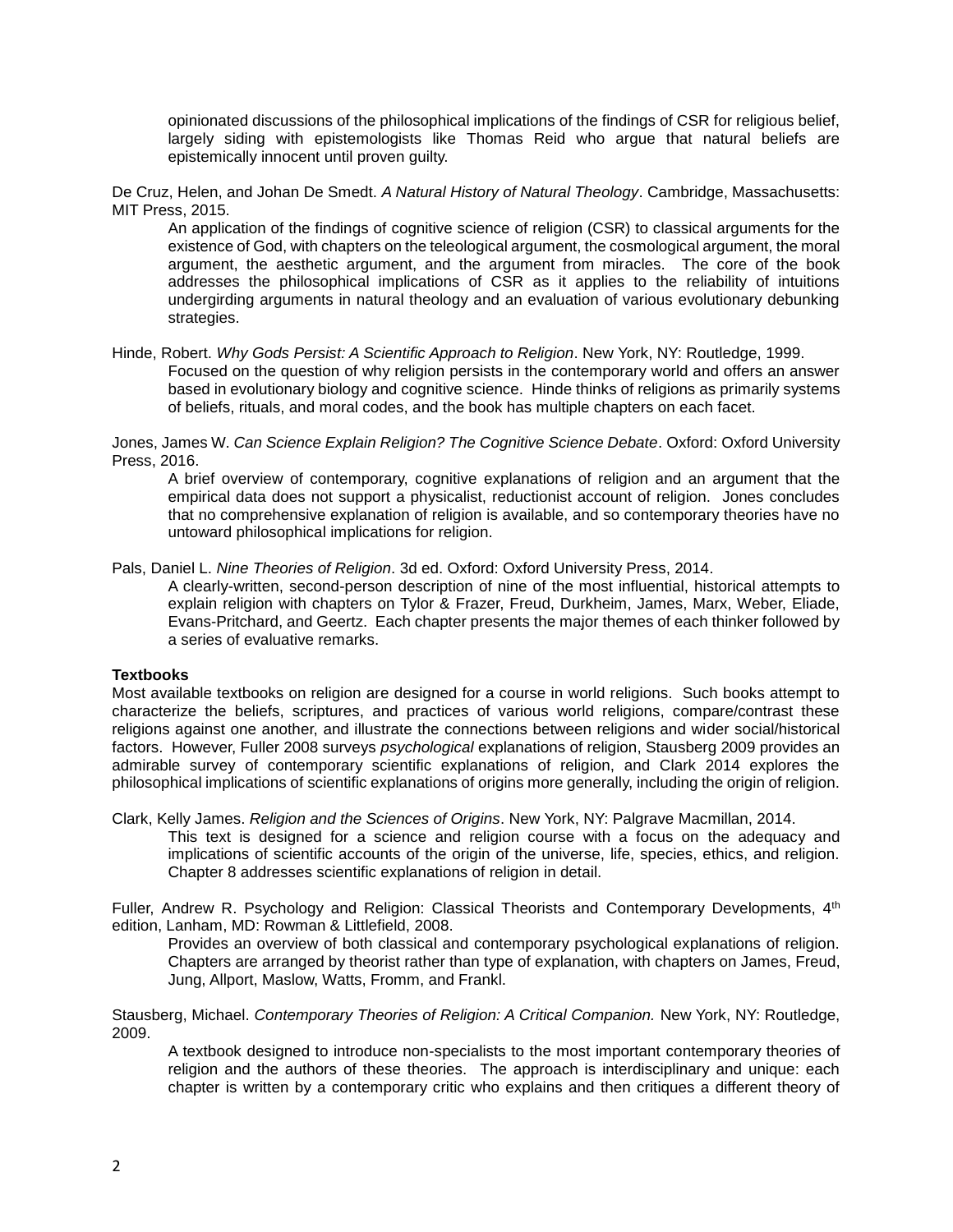opinionated discussions of the philosophical implications of the findings of CSR for religious belief, largely siding with epistemologists like Thomas Reid who argue that natural beliefs are epistemically innocent until proven guilty.

De Cruz, Helen, and Johan De Smedt. *A Natural History of Natural Theology*. Cambridge, Massachusetts: MIT Press, 2015.

An application of the findings of cognitive science of religion (CSR) to classical arguments for the existence of God, with chapters on the teleological argument, the cosmological argument, the moral argument, the aesthetic argument, and the argument from miracles. The core of the book addresses the philosophical implications of CSR as it applies to the reliability of intuitions undergirding arguments in natural theology and an evaluation of various evolutionary debunking strategies.

Hinde, Robert. *Why Gods Persist: A Scientific Approach to Religion*. New York, NY: Routledge, 1999.

Focused on the question of why religion persists in the contemporary world and offers an answer based in evolutionary biology and cognitive science. Hinde thinks of religions as primarily systems of beliefs, rituals, and moral codes, and the book has multiple chapters on each facet.

Jones, James W. *Can Science Explain Religion? The Cognitive Science Debate*. Oxford: Oxford University Press, 2016.

A brief overview of contemporary, cognitive explanations of religion and an argument that the empirical data does not support a physicalist, reductionist account of religion. Jones concludes that no comprehensive explanation of religion is available, and so contemporary theories have no untoward philosophical implications for religion.

Pals, Daniel L. *Nine Theories of Religion*. 3d ed. Oxford: Oxford University Press, 2014.

A clearly-written, second-person description of nine of the most influential, historical attempts to explain religion with chapters on Tylor & Frazer, Freud, Durkheim, James, Marx, Weber, Eliade, Evans-Pritchard, and Geertz. Each chapter presents the major themes of each thinker followed by a series of evaluative remarks.

**Textbooks**

Most available textbooks on religion are designed for a course in world religions. Such books attempt to characterize the beliefs, scriptures, and practices of various world religions, compare/contrast these religions against one another, and illustrate the connections between religions and wider social/historical factors. However, Fuller 2008 surveys *psychological* explanations of religion, Stausberg 2009 provides an admirable survey of contemporary scientific explanations of religion, and Clark 2014 explores the philosophical implications of scientific explanations of origins more generally, including the origin of religion.

Clark, Kelly James. *Religion and the Sciences of Origins*. New York, NY: Palgrave Macmillan, 2014.

This text is designed for a science and religion course with a focus on the adequacy and implications of scientific accounts of the origin of the universe, life, species, ethics, and religion. Chapter 8 addresses scientific explanations of religion in detail.

Fuller, Andrew R. Psychology and Religion: Classical Theorists and Contemporary Developments, 4th edition, Lanham, MD: Rowman & Littlefield, 2008.

Provides an overview of both classical and contemporary psychological explanations of religion. Chapters are arranged by theorist rather than type of explanation, with chapters on James, Freud, Jung, Allport, Maslow, Watts, Fromm, and Frankl.

Stausberg, Michael. *Contemporary Theories of Religion: A Critical Companion.* New York, NY: Routledge, 2009.

A textbook designed to introduce non-specialists to the most important contemporary theories of religion and the authors of these theories. The approach is interdisciplinary and unique: each chapter is written by a contemporary critic who explains and then critiques a different theory of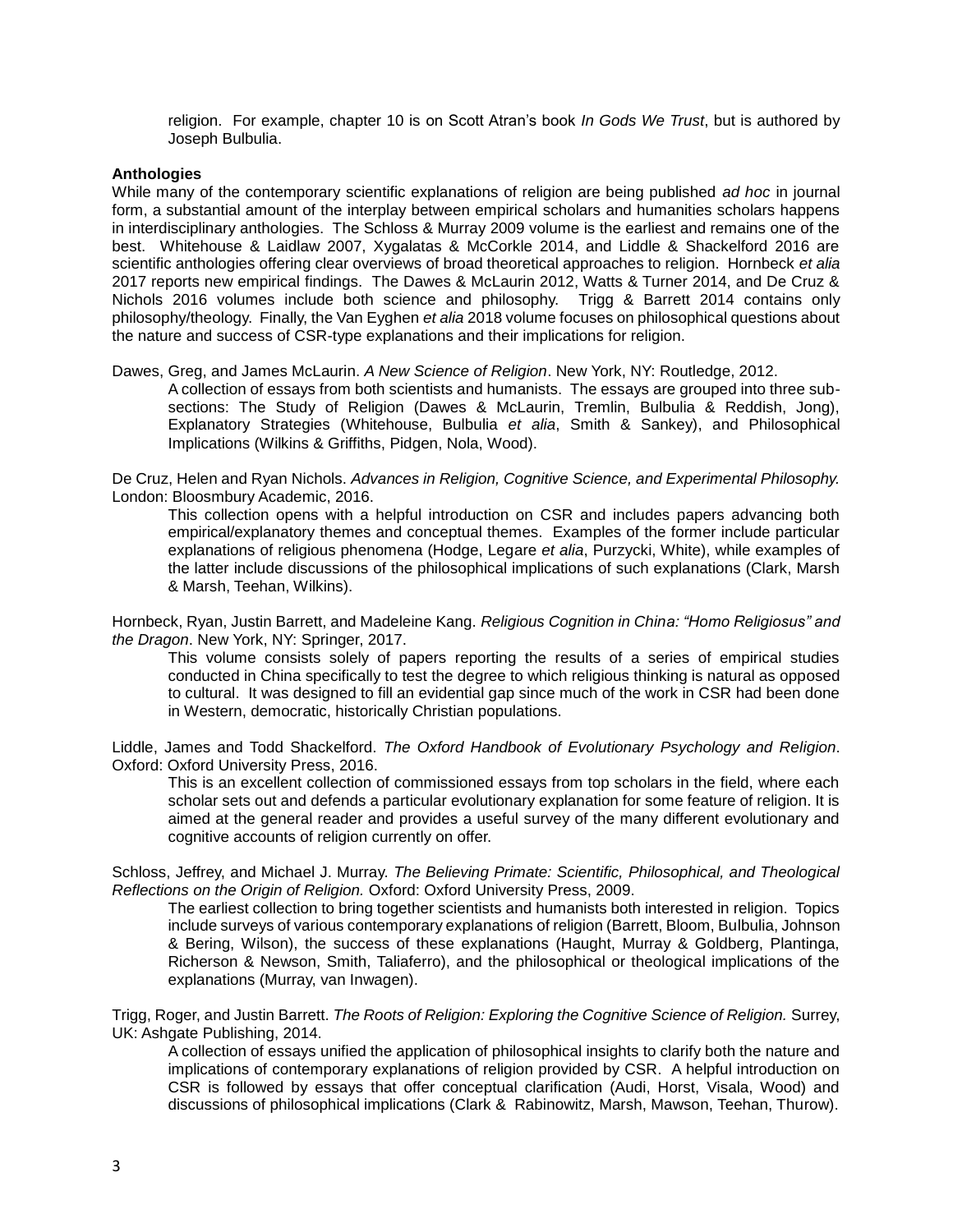religion. For example, chapter 10 is on Scott Atran's book *In Gods We Trust*, but is authored by Joseph Bulbulia.

**Anthologies**

While many of the contemporary scientific explanations of religion are being published *ad hoc* in journal form, a substantial amount of the interplay between empirical scholars and humanities scholars happens in interdisciplinary anthologies. The Schloss & Murray 2009 volume is the earliest and remains one of the best. Whitehouse & Laidlaw 2007, Xygalatas & McCorkle 2014, and Liddle & Shackelford 2016 are scientific anthologies offering clear overviews of broad theoretical approaches to religion. Hornbeck *et alia* 2017 reports new empirical findings. The Dawes & McLaurin 2012, Watts & Turner 2014, and De Cruz & Nichols 2016 volumes include both science and philosophy. Trigg & Barrett 2014 contains only philosophy/theology. Finally, the Van Eyghen *et alia* 2018 volume focuses on philosophical questions about the nature and success of CSR-type explanations and their implications for religion.

Dawes, Greg, and James McLaurin. *A New Science of Religion*. New York, NY: Routledge, 2012.

> A collection of essays from both scientists and humanists. The essays are grouped into three sub-sections: The Study of Religion (Dawes & McLaurin, Tremlin, Bulbulia & Reddish, Jong), Explanatory Strategies (Whitehouse, Bulbulia *et alia*, Smith & Sankey), and Philosophical Implications (Wilkins & Griffiths, Pidgen, Nola, Wood).

De Cruz, Helen and Ryan Nichols. *Advances in Religion, Cognitive Science, and Experimental Philosophy.* London: Bloosmbury Academic, 2016.

> This collection opens with a helpful introduction on CSR and includes papers advancing both empirical/explanatory themes and conceptual themes. Examples of the former include particular explanations of religious phenomena (Hodge, Legare *et alia*, Purzycki, White), while examples of the latter include discussions of the philosophical implications of such explanations (Clark, Marsh & Marsh, Teehan, Wilkins).

Hornbeck, Ryan, Justin Barrett, and Madeleine Kang. *Religious Cognition in China: "Homo Religiosus" and the Dragon*. New York, NY: Springer, 2017.

> This volume consists solely of papers reporting the results of a series of empirical studies conducted in China specifically to test the degree to which religious thinking is natural as opposed to cultural. It was designed to fill an evidential gap since much of the work in CSR had been done in Western, democratic, historically Christian populations.

Liddle, James and Todd Shackelford. *The Oxford Handbook of Evolutionary Psychology and Religion*. Oxford: Oxford University Press, 2016.

> This is an excellent collection of commissioned essays from top scholars in the field, where each scholar sets out and defends a particular evolutionary explanation for some feature of religion. It is aimed at the general reader and provides a useful survey of the many different evolutionary and cognitive accounts of religion currently on offer.

Schloss, Jeffrey, and Michael J. Murray. *The Believing Primate: Scientific, Philosophical, and Theological Reflections on the Origin of Religion.* Oxford: Oxford University Press, 2009.

> The earliest collection to bring together scientists and humanists both interested in religion. Topics include surveys of various contemporary explanations of religion (Barrett, Bloom, Bulbulia, Johnson & Bering, Wilson), the success of these explanations (Haught, Murray & Goldberg, Plantinga, Richerson & Newson, Smith, Taliaferro), and the philosophical or theological implications of the explanations (Murray, van Inwagen).

Trigg, Roger, and Justin Barrett. *The Roots of Religion: Exploring the Cognitive Science of Religion.* Surrey, UK: Ashgate Publishing, 2014.

> A collection of essays unified the application of philosophical insights to clarify both the nature and implications of contemporary explanations of religion provided by CSR. A helpful introduction on CSR is followed by essays that offer conceptual clarification (Audi, Horst, Visala, Wood) and discussions of philosophical implications (Clark & Rabinowitz, Marsh, Mawson, Teehan, Thurow).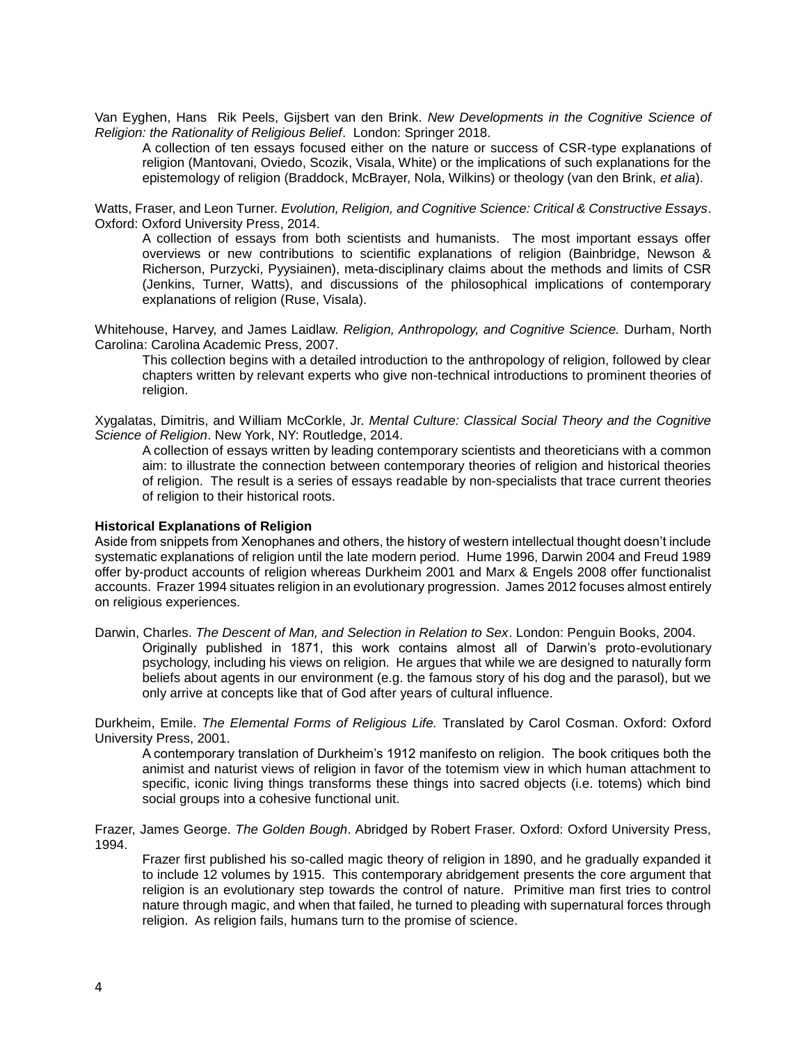Van Eyghen, Hans Rik Peels, Gijsbert van den Brink. *New Developments in the Cognitive Science of Religion: the Rationality of Religious Belief*. London: Springer 2018.

A collection of ten essays focused either on the nature or success of CSR-type explanations of religion (Mantovani, Oviedo, Scozik, Visala, White) or the implications of such explanations for the epistemology of religion (Braddock, McBrayer, Nola, Wilkins) or theology (van den Brink, *et alia*).

Watts, Fraser, and Leon Turner. *Evolution, Religion, and Cognitive Science: Critical & Constructive Essays*. Oxford: Oxford University Press, 2014.

A collection of essays from both scientists and humanists. The most important essays offer overviews or new contributions to scientific explanations of religion (Bainbridge, Newson & Richerson, Purzycki, Pyysiainen), meta-disciplinary claims about the methods and limits of CSR (Jenkins, Turner, Watts), and discussions of the philosophical implications of contemporary explanations of religion (Ruse, Visala).

Whitehouse, Harvey, and James Laidlaw. *Religion, Anthropology, and Cognitive Science.* Durham, North Carolina: Carolina Academic Press, 2007.

This collection begins with a detailed introduction to the anthropology of religion, followed by clear chapters written by relevant experts who give non-technical introductions to prominent theories of religion.

Xygalatas, Dimitris, and William McCorkle, Jr. *Mental Culture: Classical Social Theory and the Cognitive Science of Religion*. New York, NY: Routledge, 2014.

A collection of essays written by leading contemporary scientists and theoreticians with a common aim: to illustrate the connection between contemporary theories of religion and historical theories of religion. The result is a series of essays readable by non-specialists that trace current theories of religion to their historical roots.

**Historical Explanations of Religion**

Aside from snippets from Xenophanes and others, the history of western intellectual thought doesn't include systematic explanations of religion until the late modern period. Hume 1996, Darwin 2004 and Freud 1989 offer by-product accounts of religion whereas Durkheim 2001 and Marx & Engels 2008 offer functionalist accounts. Frazer 1994 situates religion in an evolutionary progression. James 2012 focuses almost entirely on religious experiences.

Darwin, Charles. *The Descent of Man, and Selection in Relation to Sex*. London: Penguin Books, 2004.

Originally published in 1871, this work contains almost all of Darwin's proto-evolutionary psychology, including his views on religion. He argues that while we are designed to naturally form beliefs about agents in our environment (e.g. the famous story of his dog and the parasol), but we only arrive at concepts like that of God after years of cultural influence.

Durkheim, Emile. *The Elemental Forms of Religious Life.* Translated by Carol Cosman. Oxford: Oxford University Press, 2001.

A contemporary translation of Durkheim's 1912 manifesto on religion. The book critiques both the animist and naturist views of religion in favor of the totemism view in which human attachment to specific, iconic living things transforms these things into sacred objects (i.e. totems) which bind social groups into a cohesive functional unit.

Frazer, James George. *The Golden Bough*. Abridged by Robert Fraser. Oxford: Oxford University Press, 1994.

Frazer first published his so-called magic theory of religion in 1890, and he gradually expanded it to include 12 volumes by 1915. This contemporary abridgement presents the core argument that religion is an evolutionary step towards the control of nature. Primitive man first tries to control nature through magic, and when that failed, he turned to pleading with supernatural forces through religion. As religion fails, humans turn to the promise of science.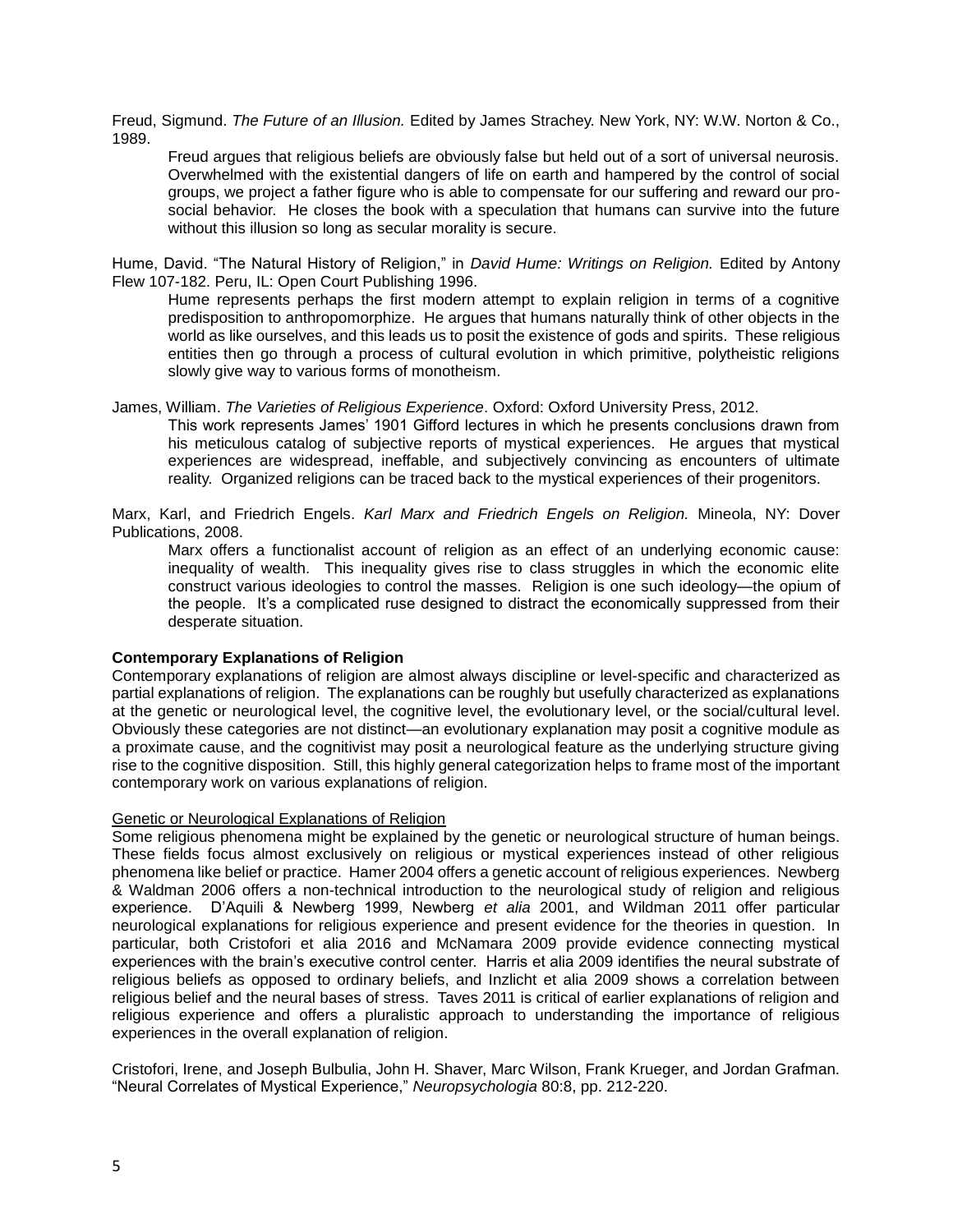Freud, Sigmund. *The Future of an Illusion.* Edited by James Strachey. New York, NY: W.W. Norton & Co., 1989.

> Freud argues that religious beliefs are obviously false but held out of a sort of universal neurosis. Overwhelmed with the existential dangers of life on earth and hampered by the control of social groups, we project a father figure who is able to compensate for our suffering and reward our pro-social behavior. He closes the book with a speculation that humans can survive into the future without this illusion so long as secular morality is secure.

Hume, David. "The Natural History of Religion," in *David Hume: Writings on Religion.* Edited by Antony Flew 107-182. Peru, IL: Open Court Publishing 1996.

> Hume represents perhaps the first modern attempt to explain religion in terms of a cognitive predisposition to anthropomorphize. He argues that humans naturally think of other objects in the world as like ourselves, and this leads us to posit the existence of gods and spirits. These religious entities then go through a process of cultural evolution in which primitive, polytheistic religions slowly give way to various forms of monotheism.

James, William. *The Varieties of Religious Experience*. Oxford: Oxford University Press, 2012.

> This work represents James' 1901 Gifford lectures in which he presents conclusions drawn from his meticulous catalog of subjective reports of mystical experiences. He argues that mystical experiences are widespread, ineffable, and subjectively convincing as encounters of ultimate reality. Organized religions can be traced back to the mystical experiences of their progenitors.

Marx, Karl, and Friedrich Engels. *Karl Marx and Friedrich Engels on Religion.* Mineola, NY: Dover Publications, 2008.

> Marx offers a functionalist account of religion as an effect of an underlying economic cause: inequality of wealth. This inequality gives rise to class struggles in which the economic elite construct various ideologies to control the masses. Religion is one such ideology—the opium of the people. It's a complicated ruse designed to distract the economically suppressed from their desperate situation.

**Contemporary Explanations of Religion**

Contemporary explanations of religion are almost always discipline or level-specific and characterized as partial explanations of religion. The explanations can be roughly but usefully characterized as explanations at the genetic or neurological level, the cognitive level, the evolutionary level, or the social/cultural level. Obviously these categories are not distinct—an evolutionary explanation may posit a cognitive module as a proximate cause, and the cognitivist may posit a neurological feature as the underlying structure giving rise to the cognitive disposition. Still, this highly general categorization helps to frame most of the important contemporary work on various explanations of religion.

<u>Genetic or Neurological Explanations of Religion</u>

Some religious phenomena might be explained by the genetic or neurological structure of human beings. These fields focus almost exclusively on religious or mystical experiences instead of other religious phenomena like belief or practice. Hamer 2004 offers a genetic account of religious experiences. Newberg & Waldman 2006 offers a non-technical introduction to the neurological study of religion and religious experience. D'Aquili & Newberg 1999, Newberg *et alia* 2001, and Wildman 2011 offer particular neurological explanations for religious experience and present evidence for the theories in question. In particular, both Cristofori et alia 2016 and McNamara 2009 provide evidence connecting mystical experiences with the brain's executive control center. Harris et alia 2009 identifies the neural substrate of religious beliefs as opposed to ordinary beliefs, and Inzlicht et alia 2009 shows a correlation between religious belief and the neural bases of stress. Taves 2011 is critical of earlier explanations of religion and religious experience and offers a pluralistic approach to understanding the importance of religious experiences in the overall explanation of religion.

Cristofori, Irene, and Joseph Bulbulia, John H. Shaver, Marc Wilson, Frank Krueger, and Jordan Grafman. "Neural Correlates of Mystical Experience," *Neuropsychologia* 80:8, pp. 212-220.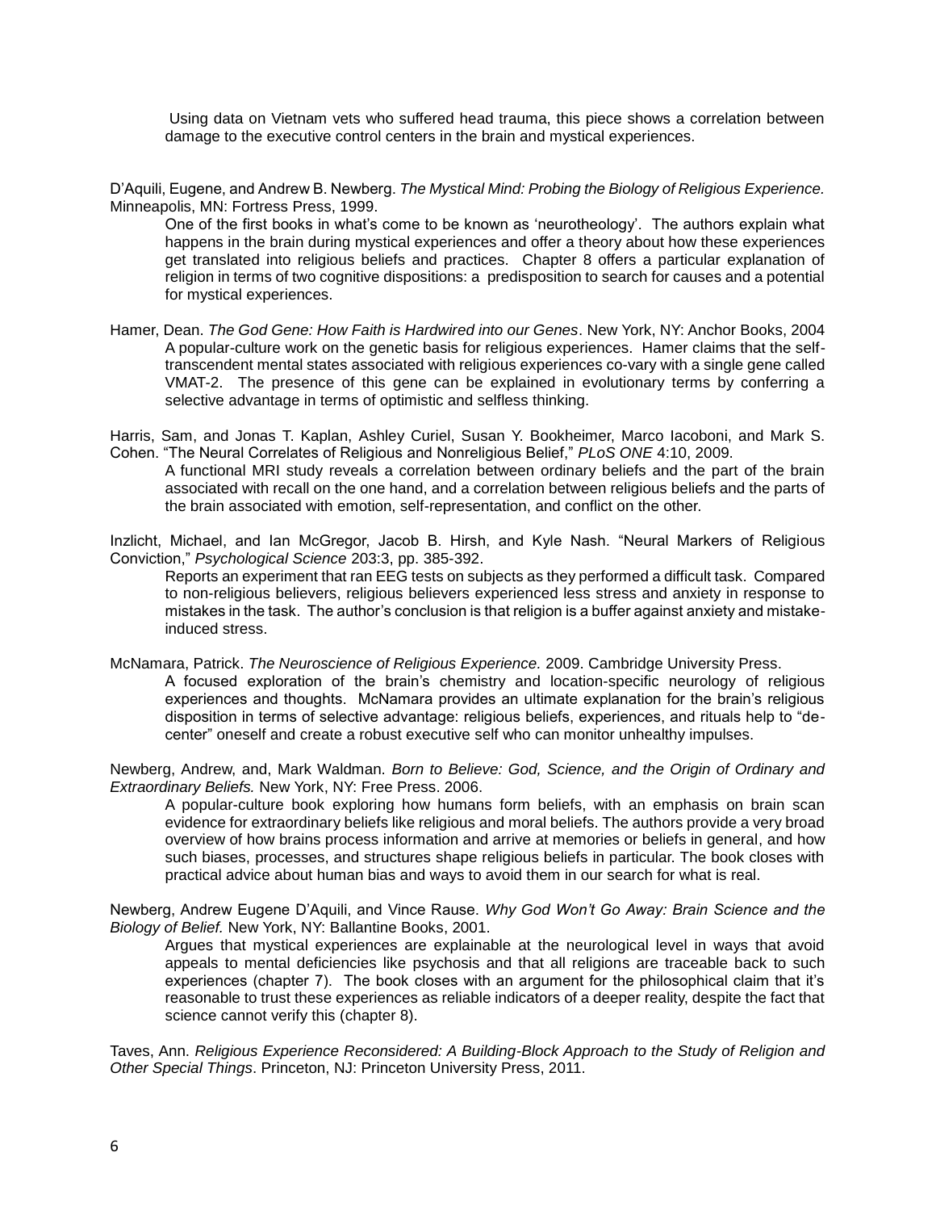Using data on Vietnam vets who suffered head trauma, this piece shows a correlation between damage to the executive control centers in the brain and mystical experiences.

D'Aquili, Eugene, and Andrew B. Newberg. *The Mystical Mind: Probing the Biology of Religious Experience.* Minneapolis, MN: Fortress Press, 1999.

> One of the first books in what's come to be known as 'neurotheology'. The authors explain what happens in the brain during mystical experiences and offer a theory about how these experiences get translated into religious beliefs and practices. Chapter 8 offers a particular explanation of religion in terms of two cognitive dispositions: a predisposition to search for causes and a potential for mystical experiences.

Hamer, Dean. *The God Gene: How Faith is Hardwired into our Genes*. New York, NY: Anchor Books, 2004

> A popular-culture work on the genetic basis for religious experiences. Hamer claims that the self-transcendent mental states associated with religious experiences co-vary with a single gene called VMAT-2. The presence of this gene can be explained in evolutionary terms by conferring a selective advantage in terms of optimistic and selfless thinking.

Harris, Sam, and Jonas T. Kaplan, Ashley Curiel, Susan Y. Bookheimer, Marco Iacoboni, and Mark S. Cohen. "The Neural Correlates of Religious and Nonreligious Belief," *PLoS ONE* 4:10, 2009.

> A functional MRI study reveals a correlation between ordinary beliefs and the part of the brain associated with recall on the one hand, and a correlation between religious beliefs and the parts of the brain associated with emotion, self-representation, and conflict on the other.

Inzlicht, Michael, and Ian McGregor, Jacob B. Hirsh, and Kyle Nash. "Neural Markers of Religious Conviction," *Psychological Science* 203:3, pp. 385-392.

> Reports an experiment that ran EEG tests on subjects as they performed a difficult task. Compared to non-religious believers, religious believers experienced less stress and anxiety in response to mistakes in the task. The author's conclusion is that religion is a buffer against anxiety and mistake-induced stress.

McNamara, Patrick. *The Neuroscience of Religious Experience.* 2009. Cambridge University Press.

> A focused exploration of the brain's chemistry and location-specific neurology of religious experiences and thoughts. McNamara provides an ultimate explanation for the brain's religious disposition in terms of selective advantage: religious beliefs, experiences, and rituals help to "de-center" oneself and create a robust executive self who can monitor unhealthy impulses.

Newberg, Andrew, and, Mark Waldman. *Born to Believe: God, Science, and the Origin of Ordinary and Extraordinary Beliefs.* New York, NY: Free Press. 2006.

> A popular-culture book exploring how humans form beliefs, with an emphasis on brain scan evidence for extraordinary beliefs like religious and moral beliefs. The authors provide a very broad overview of how brains process information and arrive at memories or beliefs in general, and how such biases, processes, and structures shape religious beliefs in particular. The book closes with practical advice about human bias and ways to avoid them in our search for what is real.

Newberg, Andrew Eugene D'Aquili, and Vince Rause. *Why God Won't Go Away: Brain Science and the Biology of Belief.* New York, NY: Ballantine Books, 2001.

> Argues that mystical experiences are explainable at the neurological level in ways that avoid appeals to mental deficiencies like psychosis and that all religions are traceable back to such experiences (chapter 7). The book closes with an argument for the philosophical claim that it's reasonable to trust these experiences as reliable indicators of a deeper reality, despite the fact that science cannot verify this (chapter 8).

Taves, Ann. *Religious Experience Reconsidered: A Building-Block Approach to the Study of Religion and Other Special Things*. Princeton, NJ: Princeton University Press, 2011.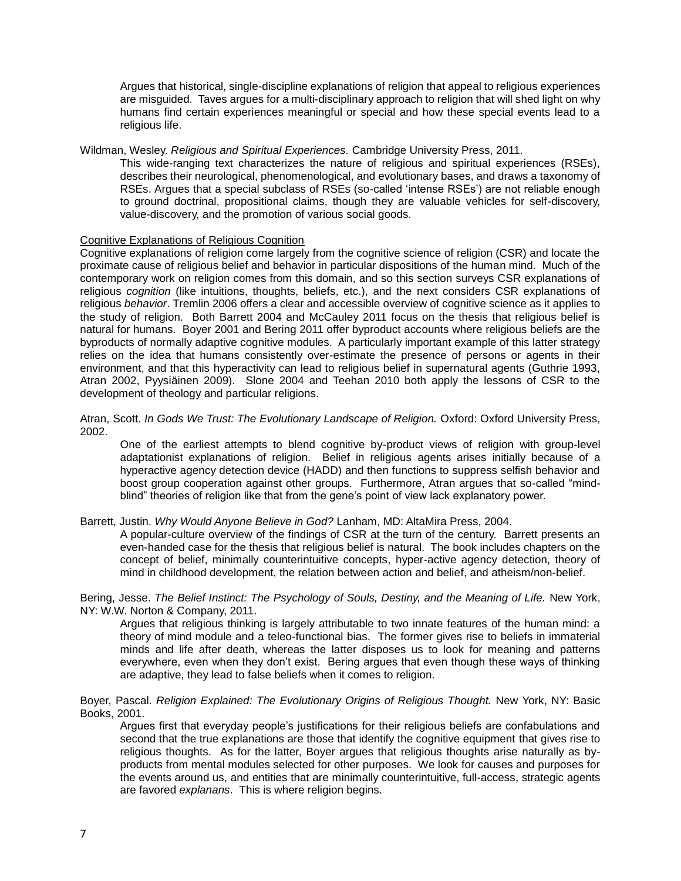Argues that historical, single-discipline explanations of religion that appeal to religious experiences are misguided. Taves argues for a multi-disciplinary approach to religion that will shed light on why humans find certain experiences meaningful or special and how these special events lead to a religious life.

Wildman, Wesley. *Religious and Spiritual Experiences.* Cambridge University Press, 2011.

This wide-ranging text characterizes the nature of religious and spiritual experiences (RSEs), describes their neurological, phenomenological, and evolutionary bases, and draws a taxonomy of RSEs. Argues that a special subclass of RSEs (so-called 'intense RSEs') are not reliable enough to ground doctrinal, propositional claims, though they are valuable vehicles for self-discovery, value-discovery, and the promotion of various social goods.

## Cognitive Explanations of Religious Cognition

Cognitive explanations of religion come largely from the cognitive science of religion (CSR) and locate the proximate cause of religious belief and behavior in particular dispositions of the human mind. Much of the contemporary work on religion comes from this domain, and so this section surveys CSR explanations of religious *cognition* (like intuitions, thoughts, beliefs, etc.), and the next considers CSR explanations of religious *behavior*. Tremlin 2006 offers a clear and accessible overview of cognitive science as it applies to the study of religion. Both Barrett 2004 and McCauley 2011 focus on the thesis that religious belief is natural for humans. Boyer 2001 and Bering 2011 offer byproduct accounts where religious beliefs are the byproducts of normally adaptive cognitive modules. A particularly important example of this latter strategy relies on the idea that humans consistently over-estimate the presence of persons or agents in their environment, and that this hyperactivity can lead to religious belief in supernatural agents (Guthrie 1993, Atran 2002, Pyysiäinen 2009). Slone 2004 and Teehan 2010 both apply the lessons of CSR to the development of theology and particular religions.

Atran, Scott. *In Gods We Trust: The Evolutionary Landscape of Religion.* Oxford: Oxford University Press, 2002.

One of the earliest attempts to blend cognitive by-product views of religion with group-level adaptationist explanations of religion. Belief in religious agents arises initially because of a hyperactive agency detection device (HADD) and then functions to suppress selfish behavior and boost group cooperation against other groups. Furthermore, Atran argues that so-called "mind-blind" theories of religion like that from the gene's point of view lack explanatory power.

Barrett, Justin. *Why Would Anyone Believe in God?* Lanham, MD: AltaMira Press, 2004.

A popular-culture overview of the findings of CSR at the turn of the century. Barrett presents an even-handed case for the thesis that religious belief is natural. The book includes chapters on the concept of belief, minimally counterintuitive concepts, hyper-active agency detection, theory of mind in childhood development, the relation between action and belief, and atheism/non-belief.

Bering, Jesse. *The Belief Instinct: The Psychology of Souls, Destiny, and the Meaning of Life.* New York, NY: W.W. Norton & Company, 2011.

Argues that religious thinking is largely attributable to two innate features of the human mind: a theory of mind module and a teleo-functional bias. The former gives rise to beliefs in immaterial minds and life after death, whereas the latter disposes us to look for meaning and patterns everywhere, even when they don't exist. Bering argues that even though these ways of thinking are adaptive, they lead to false beliefs when it comes to religion.

Boyer, Pascal. *Religion Explained: The Evolutionary Origins of Religious Thought.* New York, NY: Basic Books, 2001.

Argues first that everyday people's justifications for their religious beliefs are confabulations and second that the true explanations are those that identify the cognitive equipment that gives rise to religious thoughts. As for the latter, Boyer argues that religious thoughts arise naturally as by-products from mental modules selected for other purposes. We look for causes and purposes for the events around us, and entities that are minimally counterintuitive, full-access, strategic agents are favored *explanans*. This is where religion begins.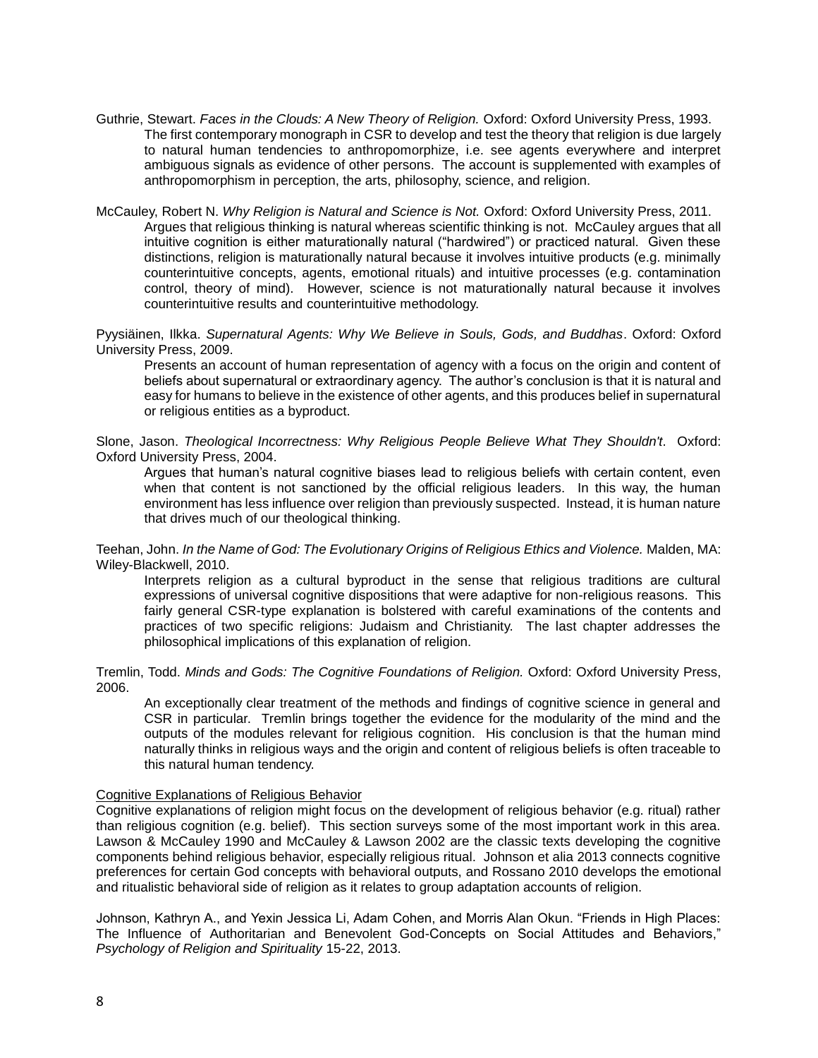Guthrie, Stewart. *Faces in the Clouds: A New Theory of Religion.* Oxford: Oxford University Press, 1993.

The first contemporary monograph in CSR to develop and test the theory that religion is due largely to natural human tendencies to anthropomorphize, i.e. see agents everywhere and interpret ambiguous signals as evidence of other persons. The account is supplemented with examples of anthropomorphism in perception, the arts, philosophy, science, and religion.

McCauley, Robert N. *Why Religion is Natural and Science is Not.* Oxford: Oxford University Press, 2011.

Argues that religious thinking is natural whereas scientific thinking is not. McCauley argues that all intuitive cognition is either maturationally natural ("hardwired") or practiced natural. Given these distinctions, religion is maturationally natural because it involves intuitive products (e.g. minimally counterintuitive concepts, agents, emotional rituals) and intuitive processes (e.g. contamination control, theory of mind). However, science is not maturationally natural because it involves counterintuitive results and counterintuitive methodology.

Pyysiäinen, Ilkka. *Supernatural Agents: Why We Believe in Souls, Gods, and Buddhas*. Oxford: Oxford University Press, 2009.

Presents an account of human representation of agency with a focus on the origin and content of beliefs about supernatural or extraordinary agency. The author's conclusion is that it is natural and easy for humans to believe in the existence of other agents, and this produces belief in supernatural or religious entities as a byproduct.

Slone, Jason. *Theological Incorrectness: Why Religious People Believe What They Shouldn't*. Oxford: Oxford University Press, 2004.

Argues that human's natural cognitive biases lead to religious beliefs with certain content, even when that content is not sanctioned by the official religious leaders. In this way, the human environment has less influence over religion than previously suspected. Instead, it is human nature that drives much of our theological thinking.

Teehan, John. *In the Name of God: The Evolutionary Origins of Religious Ethics and Violence.* Malden, MA: Wiley-Blackwell, 2010.

Interprets religion as a cultural byproduct in the sense that religious traditions are cultural expressions of universal cognitive dispositions that were adaptive for non-religious reasons. This fairly general CSR-type explanation is bolstered with careful examinations of the contents and practices of two specific religions: Judaism and Christianity. The last chapter addresses the philosophical implications of this explanation of religion.

Tremlin, Todd. *Minds and Gods: The Cognitive Foundations of Religion.* Oxford: Oxford University Press, 2006.

An exceptionally clear treatment of the methods and findings of cognitive science in general and CSR in particular. Tremlin brings together the evidence for the modularity of the mind and the outputs of the modules relevant for religious cognition. His conclusion is that the human mind naturally thinks in religious ways and the origin and content of religious beliefs is often traceable to this natural human tendency.

## Cognitive Explanations of Religious Behavior

Cognitive explanations of religion might focus on the development of religious behavior (e.g. ritual) rather than religious cognition (e.g. belief). This section surveys some of the most important work in this area. Lawson & McCauley 1990 and McCauley & Lawson 2002 are the classic texts developing the cognitive components behind religious behavior, especially religious ritual. Johnson et alia 2013 connects cognitive preferences for certain God concepts with behavioral outputs, and Rossano 2010 develops the emotional and ritualistic behavioral side of religion as it relates to group adaptation accounts of religion.

Johnson, Kathryn A., and Yexin Jessica Li, Adam Cohen, and Morris Alan Okun. "Friends in High Places: The Influence of Authoritarian and Benevolent God-Concepts on Social Attitudes and Behaviors," *Psychology of Religion and Spirituality* 15-22, 2013.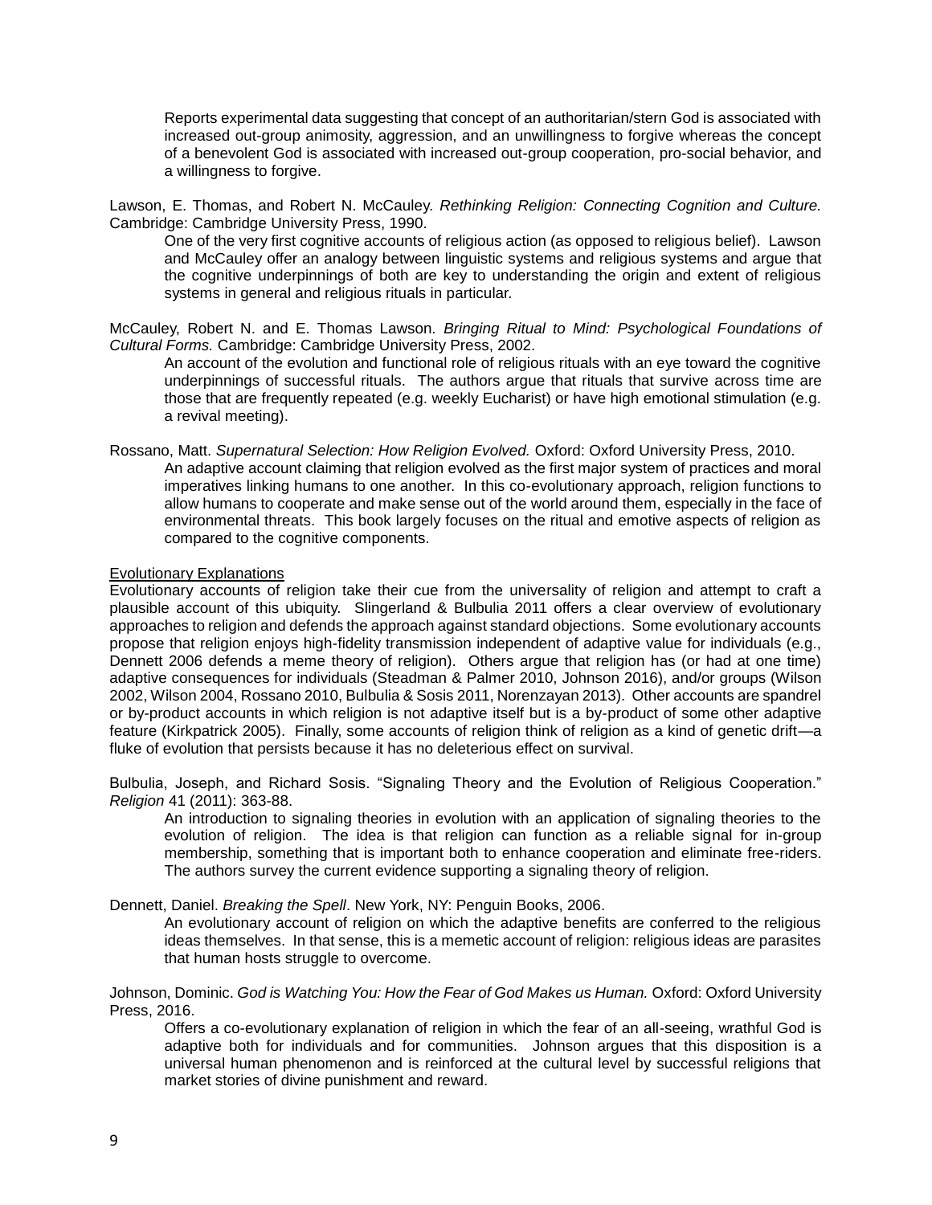Reports experimental data suggesting that concept of an authoritarian/stern God is associated with increased out-group animosity, aggression, and an unwillingness to forgive whereas the concept of a benevolent God is associated with increased out-group cooperation, pro-social behavior, and a willingness to forgive.

Lawson, E. Thomas, and Robert N. McCauley. *Rethinking Religion: Connecting Cognition and Culture.* Cambridge: Cambridge University Press, 1990.

One of the very first cognitive accounts of religious action (as opposed to religious belief). Lawson and McCauley offer an analogy between linguistic systems and religious systems and argue that the cognitive underpinnings of both are key to understanding the origin and extent of religious systems in general and religious rituals in particular.

McCauley, Robert N. and E. Thomas Lawson. *Bringing Ritual to Mind: Psychological Foundations of Cultural Forms.* Cambridge: Cambridge University Press, 2002.

An account of the evolution and functional role of religious rituals with an eye toward the cognitive underpinnings of successful rituals. The authors argue that rituals that survive across time are those that are frequently repeated (e.g. weekly Eucharist) or have high emotional stimulation (e.g. a revival meeting).

Rossano, Matt. *Supernatural Selection: How Religion Evolved.* Oxford: Oxford University Press, 2010.

An adaptive account claiming that religion evolved as the first major system of practices and moral imperatives linking humans to one another. In this co-evolutionary approach, religion functions to allow humans to cooperate and make sense out of the world around them, especially in the face of environmental threats. This book largely focuses on the ritual and emotive aspects of religion as compared to the cognitive components.

<u>Evolutionary Explanations</u>

Evolutionary accounts of religion take their cue from the universality of religion and attempt to craft a plausible account of this ubiquity. Slingerland & Bulbulia 2011 offers a clear overview of evolutionary approaches to religion and defends the approach against standard objections. Some evolutionary accounts propose that religion enjoys high-fidelity transmission independent of adaptive value for individuals (e.g., Dennett 2006 defends a meme theory of religion). Others argue that religion has (or had at one time) adaptive consequences for individuals (Steadman & Palmer 2010, Johnson 2016), and/or groups (Wilson 2002, Wilson 2004, Rossano 2010, Bulbulia & Sosis 2011, Norenzayan 2013). Other accounts are spandrel or by-product accounts in which religion is not adaptive itself but is a by-product of some other adaptive feature (Kirkpatrick 2005). Finally, some accounts of religion think of religion as a kind of genetic drift—a fluke of evolution that persists because it has no deleterious effect on survival.

Bulbulia, Joseph, and Richard Sosis. "Signaling Theory and the Evolution of Religious Cooperation." *Religion* 41 (2011): 363-88.

An introduction to signaling theories in evolution with an application of signaling theories to the evolution of religion. The idea is that religion can function as a reliable signal for in-group membership, something that is important both to enhance cooperation and eliminate free-riders. The authors survey the current evidence supporting a signaling theory of religion.

Dennett, Daniel. *Breaking the Spell*. New York, NY: Penguin Books, 2006.

An evolutionary account of religion on which the adaptive benefits are conferred to the religious ideas themselves. In that sense, this is a memetic account of religion: religious ideas are parasites that human hosts struggle to overcome.

Johnson, Dominic. *God is Watching You: How the Fear of God Makes us Human.* Oxford: Oxford University Press, 2016.

Offers a co-evolutionary explanation of religion in which the fear of an all-seeing, wrathful God is adaptive both for individuals and for communities. Johnson argues that this disposition is a universal human phenomenon and is reinforced at the cultural level by successful religions that market stories of divine punishment and reward.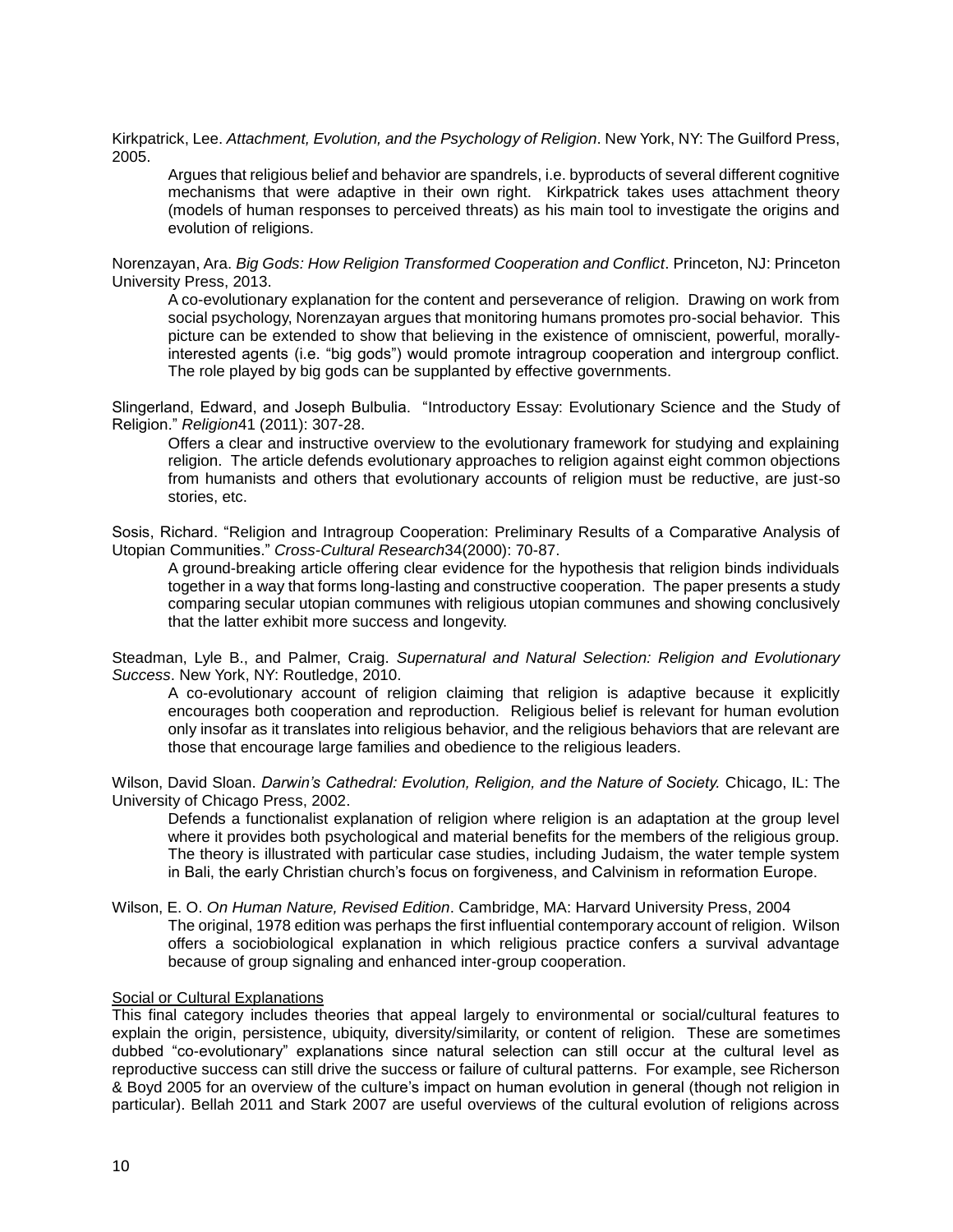Kirkpatrick, Lee. *Attachment, Evolution, and the Psychology of Religion*. New York, NY: The Guilford Press, 2005.

> Argues that religious belief and behavior are spandrels, i.e. byproducts of several different cognitive mechanisms that were adaptive in their own right. Kirkpatrick takes uses attachment theory (models of human responses to perceived threats) as his main tool to investigate the origins and evolution of religions.

Norenzayan, Ara. *Big Gods: How Religion Transformed Cooperation and Conflict*. Princeton, NJ: Princeton University Press, 2013.

> A co-evolutionary explanation for the content and perseverance of religion. Drawing on work from social psychology, Norenzayan argues that monitoring humans promotes pro-social behavior. This picture can be extended to show that believing in the existence of omniscient, powerful, morally-interested agents (i.e. "big gods") would promote intragroup cooperation and intergroup conflict. The role played by big gods can be supplanted by effective governments.

Slingerland, Edward, and Joseph Bulbulia. "Introductory Essay: Evolutionary Science and the Study of Religion." *Religion*41 (2011): 307-28.

> Offers a clear and instructive overview to the evolutionary framework for studying and explaining religion. The article defends evolutionary approaches to religion against eight common objections from humanists and others that evolutionary accounts of religion must be reductive, are just-so stories, etc.

Sosis, Richard. "Religion and Intragroup Cooperation: Preliminary Results of a Comparative Analysis of Utopian Communities." *Cross-Cultural Research*34(2000): 70-87.

> A ground-breaking article offering clear evidence for the hypothesis that religion binds individuals together in a way that forms long-lasting and constructive cooperation. The paper presents a study comparing secular utopian communes with religious utopian communes and showing conclusively that the latter exhibit more success and longevity.

Steadman, Lyle B., and Palmer, Craig. *Supernatural and Natural Selection: Religion and Evolutionary Success*. New York, NY: Routledge, 2010.

> A co-evolutionary account of religion claiming that religion is adaptive because it explicitly encourages both cooperation and reproduction. Religious belief is relevant for human evolution only insofar as it translates into religious behavior, and the religious behaviors that are relevant are those that encourage large families and obedience to the religious leaders.

Wilson, David Sloan. *Darwin's Cathedral: Evolution, Religion, and the Nature of Society.* Chicago, IL: The University of Chicago Press, 2002.

> Defends a functionalist explanation of religion where religion is an adaptation at the group level where it provides both psychological and material benefits for the members of the religious group. The theory is illustrated with particular case studies, including Judaism, the water temple system in Bali, the early Christian church's focus on forgiveness, and Calvinism in reformation Europe.

Wilson, E. O. *On Human Nature, Revised Edition*. Cambridge, MA: Harvard University Press, 2004

> The original, 1978 edition was perhaps the first influential contemporary account of religion. Wilson offers a sociobiological explanation in which religious practice confers a survival advantage because of group signaling and enhanced inter-group cooperation.

<u>Social or Cultural Explanations</u>

This final category includes theories that appeal largely to environmental or social/cultural features to explain the origin, persistence, ubiquity, diversity/similarity, or content of religion. These are sometimes dubbed "co-evolutionary" explanations since natural selection can still occur at the cultural level as reproductive success can still drive the success or failure of cultural patterns. For example, see Richerson & Boyd 2005 for an overview of the culture's impact on human evolution in general (though not religion in particular). Bellah 2011 and Stark 2007 are useful overviews of the cultural evolution of religions across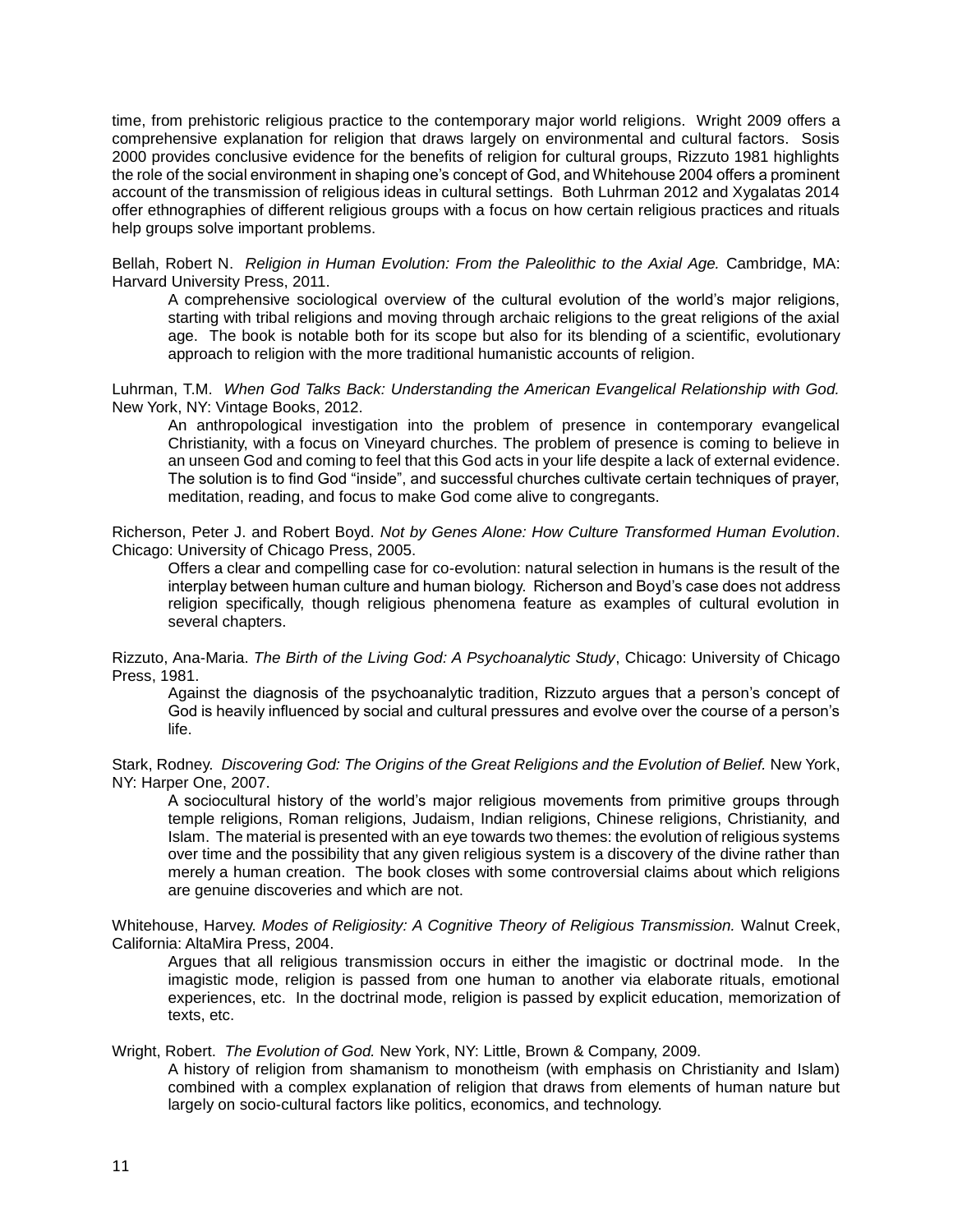time, from prehistoric religious practice to the contemporary major world religions. Wright 2009 offers a comprehensive explanation for religion that draws largely on environmental and cultural factors. Sosis 2000 provides conclusive evidence for the benefits of religion for cultural groups, Rizzuto 1981 highlights the role of the social environment in shaping one's concept of God, and Whitehouse 2004 offers a prominent account of the transmission of religious ideas in cultural settings. Both Luhrman 2012 and Xygalatas 2014 offer ethnographies of different religious groups with a focus on how certain religious practices and rituals help groups solve important problems.

Bellah, Robert N. *Religion in Human Evolution: From the Paleolithic to the Axial Age.* Cambridge, MA: Harvard University Press, 2011.

> A comprehensive sociological overview of the cultural evolution of the world's major religions, starting with tribal religions and moving through archaic religions to the great religions of the axial age. The book is notable both for its scope but also for its blending of a scientific, evolutionary approach to religion with the more traditional humanistic accounts of religion.

Luhrman, T.M. *When God Talks Back: Understanding the American Evangelical Relationship with God.* New York, NY: Vintage Books, 2012.

> An anthropological investigation into the problem of presence in contemporary evangelical Christianity, with a focus on Vineyard churches. The problem of presence is coming to believe in an unseen God and coming to feel that this God acts in your life despite a lack of external evidence. The solution is to find God "inside", and successful churches cultivate certain techniques of prayer, meditation, reading, and focus to make God come alive to congregants.

Richerson, Peter J. and Robert Boyd. *Not by Genes Alone: How Culture Transformed Human Evolution*. Chicago: University of Chicago Press, 2005.

> Offers a clear and compelling case for co-evolution: natural selection in humans is the result of the interplay between human culture and human biology. Richerson and Boyd's case does not address religion specifically, though religious phenomena feature as examples of cultural evolution in several chapters.

Rizzuto, Ana-Maria. *The Birth of the Living God: A Psychoanalytic Study*, Chicago: University of Chicago Press, 1981.

> Against the diagnosis of the psychoanalytic tradition, Rizzuto argues that a person's concept of God is heavily influenced by social and cultural pressures and evolve over the course of a person's life.

Stark, Rodney. *Discovering God: The Origins of the Great Religions and the Evolution of Belief.* New York, NY: Harper One, 2007.

> A sociocultural history of the world's major religious movements from primitive groups through temple religions, Roman religions, Judaism, Indian religions, Chinese religions, Christianity, and Islam. The material is presented with an eye towards two themes: the evolution of religious systems over time and the possibility that any given religious system is a discovery of the divine rather than merely a human creation. The book closes with some controversial claims about which religions are genuine discoveries and which are not.

Whitehouse, Harvey. *Modes of Religiosity: A Cognitive Theory of Religious Transmission.* Walnut Creek, California: AltaMira Press, 2004.

> Argues that all religious transmission occurs in either the imagistic or doctrinal mode. In the imagistic mode, religion is passed from one human to another via elaborate rituals, emotional experiences, etc. In the doctrinal mode, religion is passed by explicit education, memorization of texts, etc.

Wright, Robert. *The Evolution of God.* New York, NY: Little, Brown & Company, 2009.

> A history of religion from shamanism to monotheism (with emphasis on Christianity and Islam) combined with a complex explanation of religion that draws from elements of human nature but largely on socio-cultural factors like politics, economics, and technology.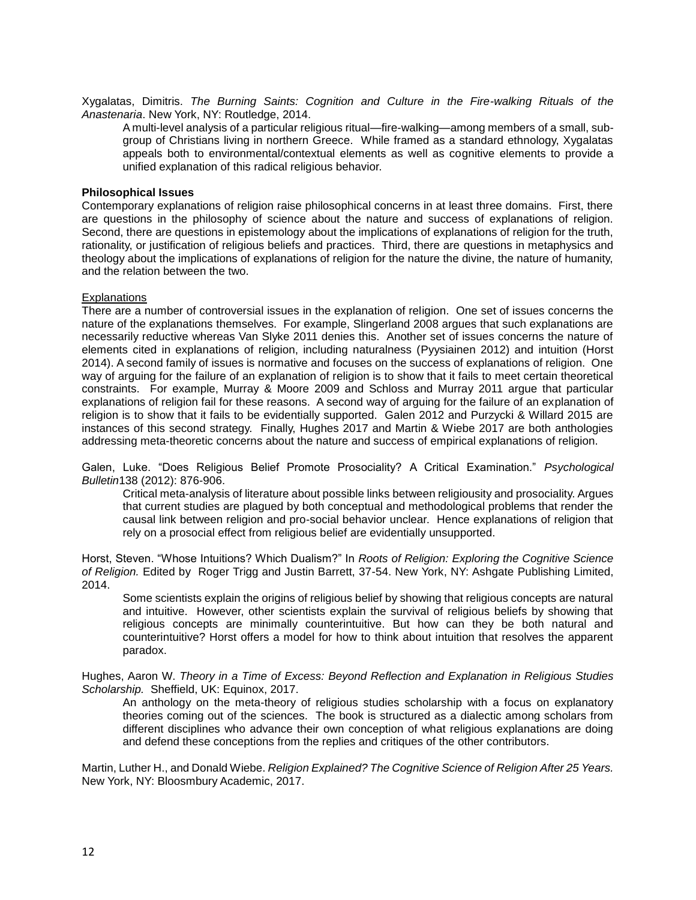Xygalatas, Dimitris. *The Burning Saints: Cognition and Culture in the Fire-walking Rituals of the Anastenaria*. New York, NY: Routledge, 2014.

A multi-level analysis of a particular religious ritual—fire-walking—among members of a small, sub-group of Christians living in northern Greece. While framed as a standard ethnology, Xygalatas appeals both to environmental/contextual elements as well as cognitive elements to provide a unified explanation of this radical religious behavior.

**Philosophical Issues**

Contemporary explanations of religion raise philosophical concerns in at least three domains. First, there are questions in the philosophy of science about the nature and success of explanations of religion. Second, there are questions in epistemology about the implications of explanations of religion for the truth, rationality, or justification of religious beliefs and practices. Third, there are questions in metaphysics and theology about the implications of explanations of religion for the nature the divine, the nature of humanity, and the relation between the two.

Explanations

There are a number of controversial issues in the explanation of religion. One set of issues concerns the nature of the explanations themselves. For example, Slingerland 2008 argues that such explanations are necessarily reductive whereas Van Slyke 2011 denies this. Another set of issues concerns the nature of elements cited in explanations of religion, including naturalness (Pyysiainen 2012) and intuition (Horst 2014). A second family of issues is normative and focuses on the success of explanations of religion. One way of arguing for the failure of an explanation of religion is to show that it fails to meet certain theoretical constraints. For example, Murray & Moore 2009 and Schloss and Murray 2011 argue that particular explanations of religion fail for these reasons. A second way of arguing for the failure of an explanation of religion is to show that it fails to be evidentially supported. Galen 2012 and Purzycki & Willard 2015 are instances of this second strategy. Finally, Hughes 2017 and Martin & Wiebe 2017 are both anthologies addressing meta-theoretic concerns about the nature and success of empirical explanations of religion.

Galen, Luke. "Does Religious Belief Promote Prosociality? A Critical Examination." *Psychological Bulletin*138 (2012): 876-906.

Critical meta-analysis of literature about possible links between religiousity and prosociality. Argues that current studies are plagued by both conceptual and methodological problems that render the causal link between religion and pro-social behavior unclear. Hence explanations of religion that rely on a prosocial effect from religious belief are evidentially unsupported.

Horst, Steven. "Whose Intuitions? Which Dualism?" In *Roots of Religion: Exploring the Cognitive Science of Religion.* Edited by Roger Trigg and Justin Barrett, 37-54. New York, NY: Ashgate Publishing Limited, 2014.

Some scientists explain the origins of religious belief by showing that religious concepts are natural and intuitive. However, other scientists explain the survival of religious beliefs by showing that religious concepts are minimally counterintuitive. But how can they be both natural and counterintuitive? Horst offers a model for how to think about intuition that resolves the apparent paradox.

Hughes, Aaron W. *Theory in a Time of Excess: Beyond Reflection and Explanation in Religious Studies Scholarship.* Sheffield, UK: Equinox, 2017.

An anthology on the meta-theory of religious studies scholarship with a focus on explanatory theories coming out of the sciences. The book is structured as a dialectic among scholars from different disciplines who advance their own conception of what religious explanations are doing and defend these conceptions from the replies and critiques of the other contributors.

Martin, Luther H., and Donald Wiebe. *Religion Explained? The Cognitive Science of Religion After 25 Years.* New York, NY: Bloosmbury Academic, 2017.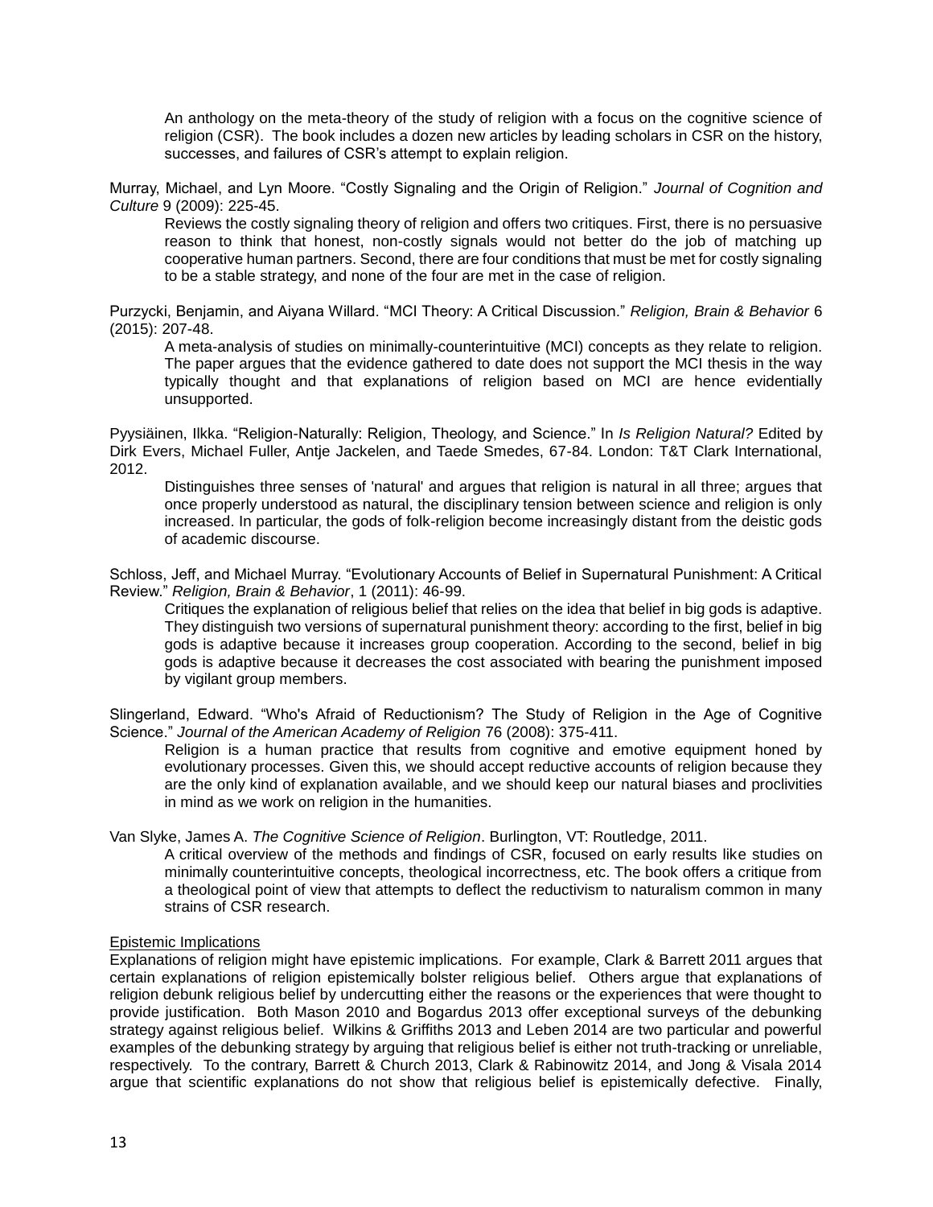An anthology on the meta-theory of the study of religion with a focus on the cognitive science of religion (CSR). The book includes a dozen new articles by leading scholars in CSR on the history, successes, and failures of CSR's attempt to explain religion.

Murray, Michael, and Lyn Moore. "Costly Signaling and the Origin of Religion." *Journal of Cognition and Culture* 9 (2009): 225-45.

Reviews the costly signaling theory of religion and offers two critiques. First, there is no persuasive reason to think that honest, non-costly signals would not better do the job of matching up cooperative human partners. Second, there are four conditions that must be met for costly signaling to be a stable strategy, and none of the four are met in the case of religion.

Purzycki, Benjamin, and Aiyana Willard. "MCI Theory: A Critical Discussion." *Religion, Brain & Behavior* 6 (2015): 207-48.

A meta-analysis of studies on minimally-counterintuitive (MCI) concepts as they relate to religion. The paper argues that the evidence gathered to date does not support the MCI thesis in the way typically thought and that explanations of religion based on MCI are hence evidentially unsupported.

Pyysiäinen, Ilkka. "Religion-Naturally: Religion, Theology, and Science." In *Is Religion Natural?* Edited by Dirk Evers, Michael Fuller, Antje Jackelen, and Taede Smedes, 67-84. London: T&T Clark International, 2012.

Distinguishes three senses of 'natural' and argues that religion is natural in all three; argues that once properly understood as natural, the disciplinary tension between science and religion is only increased. In particular, the gods of folk-religion become increasingly distant from the deistic gods of academic discourse.

Schloss, Jeff, and Michael Murray. "Evolutionary Accounts of Belief in Supernatural Punishment: A Critical Review." *Religion, Brain & Behavior*, 1 (2011): 46-99.

Critiques the explanation of religious belief that relies on the idea that belief in big gods is adaptive. They distinguish two versions of supernatural punishment theory: according to the first, belief in big gods is adaptive because it increases group cooperation. According to the second, belief in big gods is adaptive because it decreases the cost associated with bearing the punishment imposed by vigilant group members.

Slingerland, Edward. "Who's Afraid of Reductionism? The Study of Religion in the Age of Cognitive Science." *Journal of the American Academy of Religion* 76 (2008): 375-411.

Religion is a human practice that results from cognitive and emotive equipment honed by evolutionary processes. Given this, we should accept reductive accounts of religion because they are the only kind of explanation available, and we should keep our natural biases and proclivities in mind as we work on religion in the humanities.

Van Slyke, James A. *The Cognitive Science of Religion*. Burlington, VT: Routledge, 2011.

A critical overview of the methods and findings of CSR, focused on early results like studies on minimally counterintuitive concepts, theological incorrectness, etc. The book offers a critique from a theological point of view that attempts to deflect the reductivism to naturalism common in many strains of CSR research.

## Epistemic Implications

Explanations of religion might have epistemic implications. For example, Clark & Barrett 2011 argues that certain explanations of religion epistemically bolster religious belief. Others argue that explanations of religion debunk religious belief by undercutting either the reasons or the experiences that were thought to provide justification. Both Mason 2010 and Bogardus 2013 offer exceptional surveys of the debunking strategy against religious belief. Wilkins & Griffiths 2013 and Leben 2014 are two particular and powerful examples of the debunking strategy by arguing that religious belief is either not truth-tracking or unreliable, respectively. To the contrary, Barrett & Church 2013, Clark & Rabinowitz 2014, and Jong & Visala 2014 argue that scientific explanations do not show that religious belief is epistemically defective. Finally,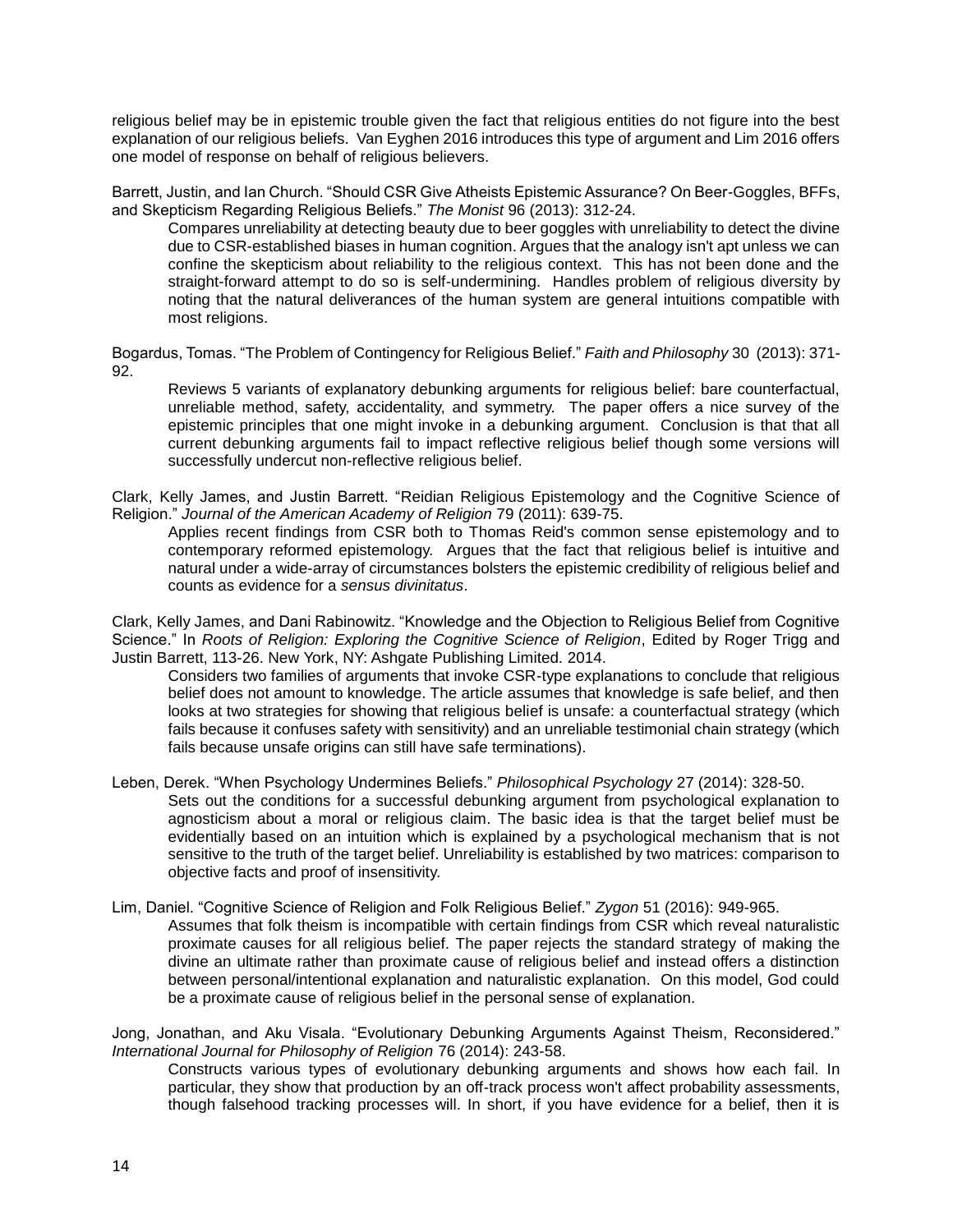religious belief may be in epistemic trouble given the fact that religious entities do not figure into the best explanation of our religious beliefs. Van Eyghen 2016 introduces this type of argument and Lim 2016 offers one model of response on behalf of religious believers.

Barrett, Justin, and Ian Church. "Should CSR Give Atheists Epistemic Assurance? On Beer-Goggles, BFFs, and Skepticism Regarding Religious Beliefs." *The Monist* 96 (2013): 312-24.

> Compares unreliability at detecting beauty due to beer goggles with unreliability to detect the divine due to CSR-established biases in human cognition. Argues that the analogy isn't apt unless we can confine the skepticism about reliability to the religious context. This has not been done and the straight-forward attempt to do so is self-undermining. Handles problem of religious diversity by noting that the natural deliverances of the human system are general intuitions compatible with most religions.

Bogardus, Tomas. "The Problem of Contingency for Religious Belief." *Faith and Philosophy* 30 (2013): 371-92.

> Reviews 5 variants of explanatory debunking arguments for religious belief: bare counterfactual, unreliable method, safety, accidentality, and symmetry. The paper offers a nice survey of the epistemic principles that one might invoke in a debunking argument. Conclusion is that that all current debunking arguments fail to impact reflective religious belief though some versions will successfully undercut non-reflective religious belief.

Clark, Kelly James, and Justin Barrett. "Reidian Religious Epistemology and the Cognitive Science of Religion." *Journal of the American Academy of Religion* 79 (2011): 639-75.

> Applies recent findings from CSR both to Thomas Reid's common sense epistemology and to contemporary reformed epistemology. Argues that the fact that religious belief is intuitive and natural under a wide-array of circumstances bolsters the epistemic credibility of religious belief and counts as evidence for a *sensus divinitatus*.

Clark, Kelly James, and Dani Rabinowitz. "Knowledge and the Objection to Religious Belief from Cognitive Science." In *Roots of Religion: Exploring the Cognitive Science of Religion*, Edited by Roger Trigg and Justin Barrett, 113-26. New York, NY: Ashgate Publishing Limited. 2014.

> Considers two families of arguments that invoke CSR-type explanations to conclude that religious belief does not amount to knowledge. The article assumes that knowledge is safe belief, and then looks at two strategies for showing that religious belief is unsafe: a counterfactual strategy (which fails because it confuses safety with sensitivity) and an unreliable testimonial chain strategy (which fails because unsafe origins can still have safe terminations).

Leben, Derek. "When Psychology Undermines Beliefs." *Philosophical Psychology* 27 (2014): 328-50.

> Sets out the conditions for a successful debunking argument from psychological explanation to agnosticism about a moral or religious claim. The basic idea is that the target belief must be evidentially based on an intuition which is explained by a psychological mechanism that is not sensitive to the truth of the target belief. Unreliability is established by two matrices: comparison to objective facts and proof of insensitivity.

Lim, Daniel. "Cognitive Science of Religion and Folk Religious Belief." *Zygon* 51 (2016): 949-965.

> Assumes that folk theism is incompatible with certain findings from CSR which reveal naturalistic proximate causes for all religious belief. The paper rejects the standard strategy of making the divine an ultimate rather than proximate cause of religious belief and instead offers a distinction between personal/intentional explanation and naturalistic explanation. On this model, God could be a proximate cause of religious belief in the personal sense of explanation.

Jong, Jonathan, and Aku Visala. "Evolutionary Debunking Arguments Against Theism, Reconsidered." *International Journal for Philosophy of Religion* 76 (2014): 243-58.

> Constructs various types of evolutionary debunking arguments and shows how each fail. In particular, they show that production by an off-track process won't affect probability assessments, though falsehood tracking processes will. In short, if you have evidence for a belief, then it is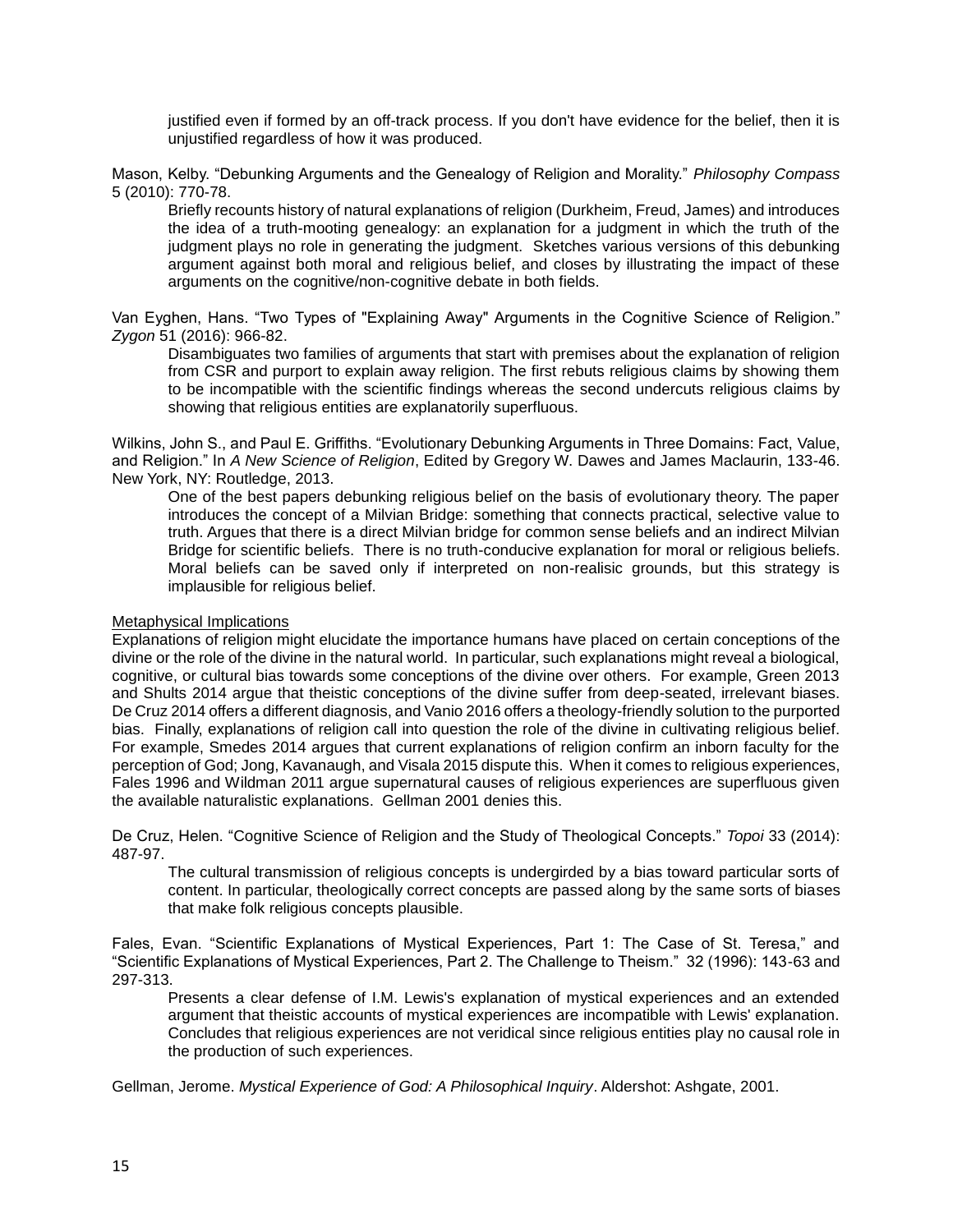justified even if formed by an off-track process. If you don't have evidence for the belief, then it is unjustified regardless of how it was produced.

Mason, Kelby. "Debunking Arguments and the Genealogy of Religion and Morality." *Philosophy Compass* 5 (2010): 770-78.

> Briefly recounts history of natural explanations of religion (Durkheim, Freud, James) and introduces the idea of a truth-mooting genealogy: an explanation for a judgment in which the truth of the judgment plays no role in generating the judgment. Sketches various versions of this debunking argument against both moral and religious belief, and closes by illustrating the impact of these arguments on the cognitive/non-cognitive debate in both fields.

Van Eyghen, Hans. "Two Types of "Explaining Away" Arguments in the Cognitive Science of Religion." *Zygon* 51 (2016): 966-82.

> Disambiguates two families of arguments that start with premises about the explanation of religion from CSR and purport to explain away religion. The first rebuts religious claims by showing them to be incompatible with the scientific findings whereas the second undercuts religious claims by showing that religious entities are explanatorily superfluous.

Wilkins, John S., and Paul E. Griffiths. "Evolutionary Debunking Arguments in Three Domains: Fact, Value, and Religion." In *A New Science of Religion*, Edited by Gregory W. Dawes and James Maclaurin, 133-46. New York, NY: Routledge, 2013.

> One of the best papers debunking religious belief on the basis of evolutionary theory. The paper introduces the concept of a Milvian Bridge: something that connects practical, selective value to truth. Argues that there is a direct Milvian bridge for common sense beliefs and an indirect Milvian Bridge for scientific beliefs. There is no truth-conducive explanation for moral or religious beliefs. Moral beliefs can be saved only if interpreted on non-realisic grounds, but this strategy is implausible for religious belief.

<u>Metaphysical Implications</u>

Explanations of religion might elucidate the importance humans have placed on certain conceptions of the divine or the role of the divine in the natural world. In particular, such explanations might reveal a biological, cognitive, or cultural bias towards some conceptions of the divine over others. For example, Green 2013 and Shults 2014 argue that theistic conceptions of the divine suffer from deep-seated, irrelevant biases. De Cruz 2014 offers a different diagnosis, and Vanio 2016 offers a theology-friendly solution to the purported bias. Finally, explanations of religion call into question the role of the divine in cultivating religious belief. For example, Smedes 2014 argues that current explanations of religion confirm an inborn faculty for the perception of God; Jong, Kavanaugh, and Visala 2015 dispute this. When it comes to religious experiences, Fales 1996 and Wildman 2011 argue supernatural causes of religious experiences are superfluous given the available naturalistic explanations. Gellman 2001 denies this.

De Cruz, Helen. "Cognitive Science of Religion and the Study of Theological Concepts." *Topoi* 33 (2014): 487-97.

> The cultural transmission of religious concepts is undergirded by a bias toward particular sorts of content. In particular, theologically correct concepts are passed along by the same sorts of biases that make folk religious concepts plausible.

Fales, Evan. "Scientific Explanations of Mystical Experiences, Part 1: The Case of St. Teresa," and "Scientific Explanations of Mystical Experiences, Part 2. The Challenge to Theism." 32 (1996): 143-63 and 297-313.

> Presents a clear defense of I.M. Lewis's explanation of mystical experiences and an extended argument that theistic accounts of mystical experiences are incompatible with Lewis' explanation. Concludes that religious experiences are not veridical since religious entities play no causal role in the production of such experiences.

Gellman, Jerome. *Mystical Experience of God: A Philosophical Inquiry*. Aldershot: Ashgate, 2001.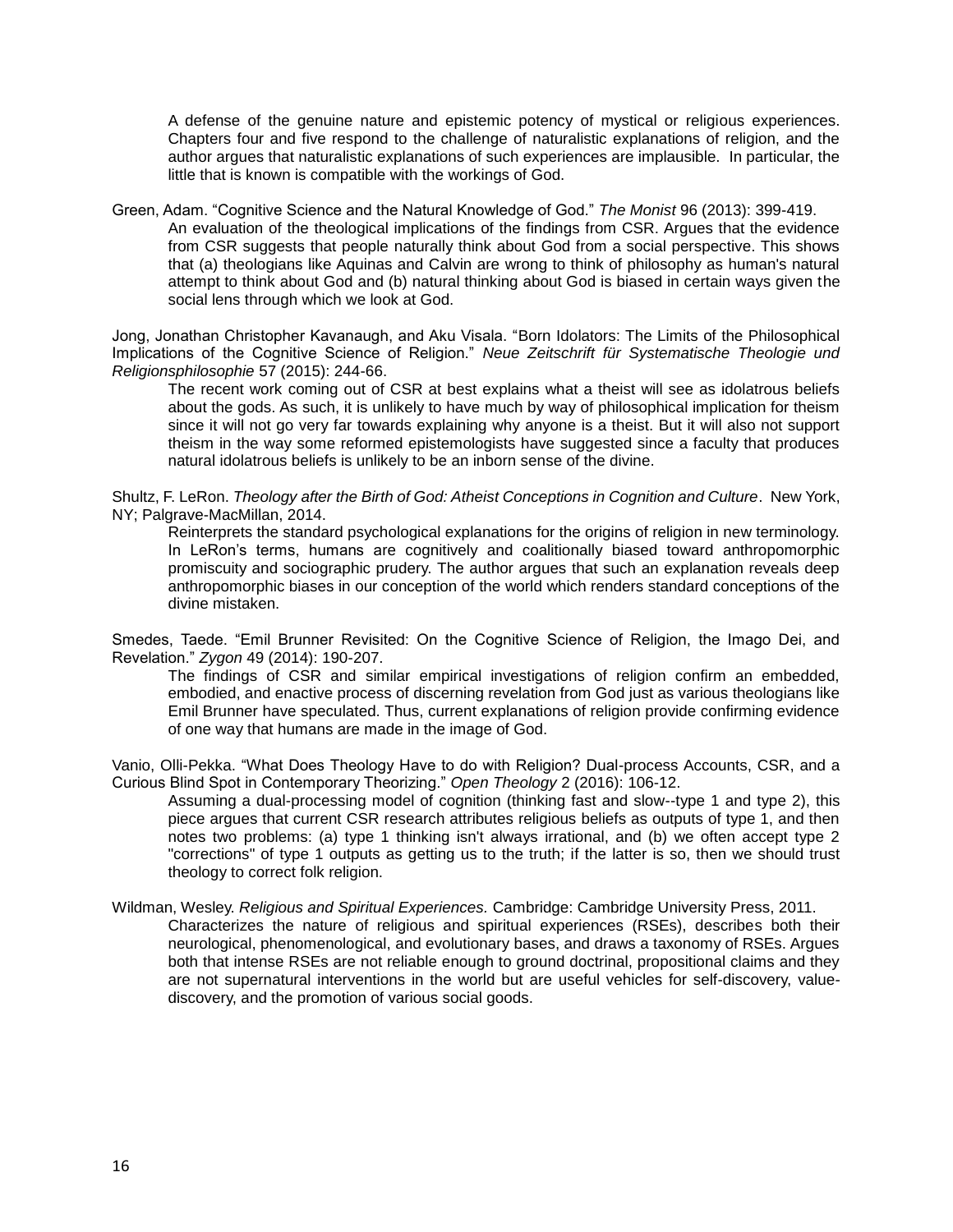A defense of the genuine nature and epistemic potency of mystical or religious experiences. Chapters four and five respond to the challenge of naturalistic explanations of religion, and the author argues that naturalistic explanations of such experiences are implausible. In particular, the little that is known is compatible with the workings of God.

Green, Adam. "Cognitive Science and the Natural Knowledge of God." *The Monist* 96 (2013): 399-419.

An evaluation of the theological implications of the findings from CSR. Argues that the evidence from CSR suggests that people naturally think about God from a social perspective. This shows that (a) theologians like Aquinas and Calvin are wrong to think of philosophy as human's natural attempt to think about God and (b) natural thinking about God is biased in certain ways given the social lens through which we look at God.

Jong, Jonathan Christopher Kavanaugh, and Aku Visala. "Born Idolators: The Limits of the Philosophical Implications of the Cognitive Science of Religion." *Neue Zeitschrift für Systematische Theologie und Religionsphilosophie* 57 (2015): 244-66.

The recent work coming out of CSR at best explains what a theist will see as idolatrous beliefs about the gods. As such, it is unlikely to have much by way of philosophical implication for theism since it will not go very far towards explaining why anyone is a theist. But it will also not support theism in the way some reformed epistemologists have suggested since a faculty that produces natural idolatrous beliefs is unlikely to be an inborn sense of the divine.

Shultz, F. LeRon. *Theology after the Birth of God: Atheist Conceptions in Cognition and Culture*. New York, NY; Palgrave-MacMillan, 2014.

Reinterprets the standard psychological explanations for the origins of religion in new terminology. In LeRon's terms, humans are cognitively and coalitionally biased toward anthropomorphic promiscuity and sociographic prudery. The author argues that such an explanation reveals deep anthropomorphic biases in our conception of the world which renders standard conceptions of the divine mistaken.

Smedes, Taede. "Emil Brunner Revisited: On the Cognitive Science of Religion, the Imago Dei, and Revelation." *Zygon* 49 (2014): 190-207.

The findings of CSR and similar empirical investigations of religion confirm an embedded, embodied, and enactive process of discerning revelation from God just as various theologians like Emil Brunner have speculated. Thus, current explanations of religion provide confirming evidence of one way that humans are made in the image of God.

Vanio, Olli-Pekka. "What Does Theology Have to do with Religion? Dual-process Accounts, CSR, and a Curious Blind Spot in Contemporary Theorizing." *Open Theology* 2 (2016): 106-12.

Assuming a dual-processing model of cognition (thinking fast and slow--type 1 and type 2), this piece argues that current CSR research attributes religious beliefs as outputs of type 1, and then notes two problems: (a) type 1 thinking isn't always irrational, and (b) we often accept type 2 "corrections" of type 1 outputs as getting us to the truth; if the latter is so, then we should trust theology to correct folk religion.

Wildman, Wesley. *Religious and Spiritual Experiences.* Cambridge: Cambridge University Press, 2011.

Characterizes the nature of religious and spiritual experiences (RSEs), describes both their neurological, phenomenological, and evolutionary bases, and draws a taxonomy of RSEs. Argues both that intense RSEs are not reliable enough to ground doctrinal, propositional claims and they are not supernatural interventions in the world but are useful vehicles for self-discovery, value-discovery, and the promotion of various social goods.